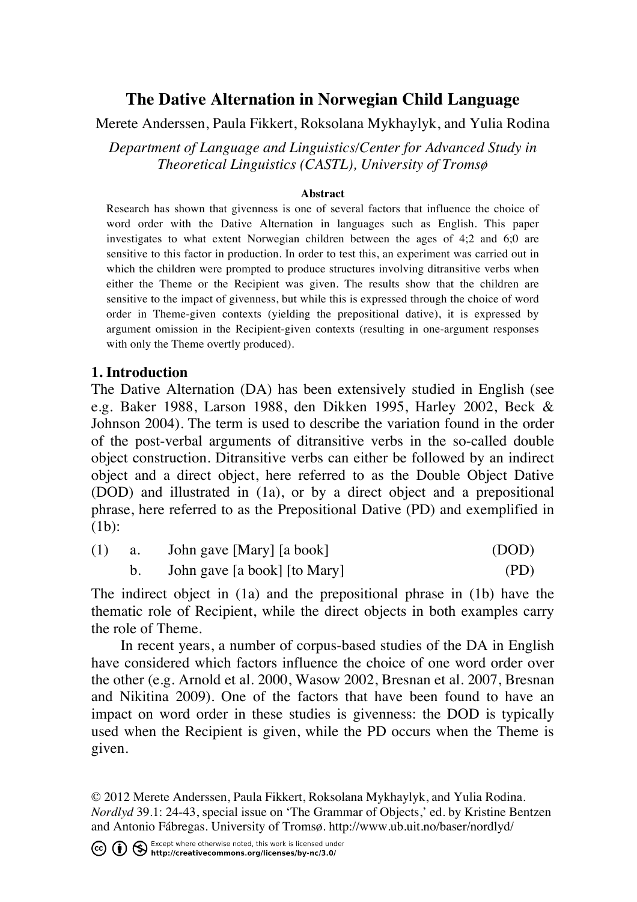# The Dative Alternation in Norwegian Child Language

Merete Anderssen, Paula Fikkert, Roksolana Mykhaylyk, and Yulia Rodina

*Department of Language and Linguistics/Center for Advanced Study in Theoretical Linguistics (CASTL), University of Tromsø*

**Abstract**

Research has shown that givenness is one of several factors that influence the choice of word order with the Dative Alternation in languages such as English. This paper investigates to what extent Norwegian children between the ages of 4;2 and 6;0 are sensitive to this factor in production. In order to test this, an experiment was carried out in which the children were prompted to produce structures involving ditransitive verbs when either the Theme or the Recipient was given. The results show that the children are sensitive to the impact of givenness, but while this is expressed through the choice of word order in Theme-given contexts (yielding the prepositional dative), it is expressed by argument omission in the Recipient-given contexts (resulting in one-argument responses with only the Theme overtly produced).

## 1. Introduction

The Dative Alternation (DA) has been extensively studied in English (see e.g. Baker 1988, Larson 1988, den Dikken 1995, Harley 2002, Beck & Johnson 2004). The term is used to describe the variation found in the order of the post-verbal arguments of ditransitive verbs in the so-called double object construction. Ditransitive verbs can either be followed by an indirect object and a direct object, here referred to as the Double Object Dative (DOD) and illustrated in (1a), or by a direct object and a prepositional phrase, here referred to as the Prepositional Dative (PD) and exemplified in (1b):

(1) a. John gave [Mary] [a book] (DOD)

b. John gave [a book] [to Mary] (PD)

The indirect object in (1a) and the prepositional phrase in (1b) have the thematic role of Recipient, while the direct objects in both examples carry the role of Theme.

In recent years, a number of corpus-based studies of the DA in English have considered which factors influence the choice of one word order over the other (e.g. Arnold et al. 2000, Wasow 2002, Bresnan et al. 2007, Bresnan and Nikitina 2009). One of the factors that have been found to have an impact on word order in these studies is givenness: the DOD is typically used when the Recipient is given, while the PD occurs when the Theme is given.

© 2012 Merete Anderssen, Paula Fikkert, Roksolana Mykhaylyk, and Yulia Rodina. *Nordlyd* 39.1: 24-43, special issue on 'The Grammar of Objects,' ed. by Kristine Bentzen and Antonio Fábregas. University of Tromsø. http://www.ub.uit.no/baser/nordlyd/

Except where otherwise noted, this work is licensed under http://creativecommons.org/licenses/by-nc/3.0/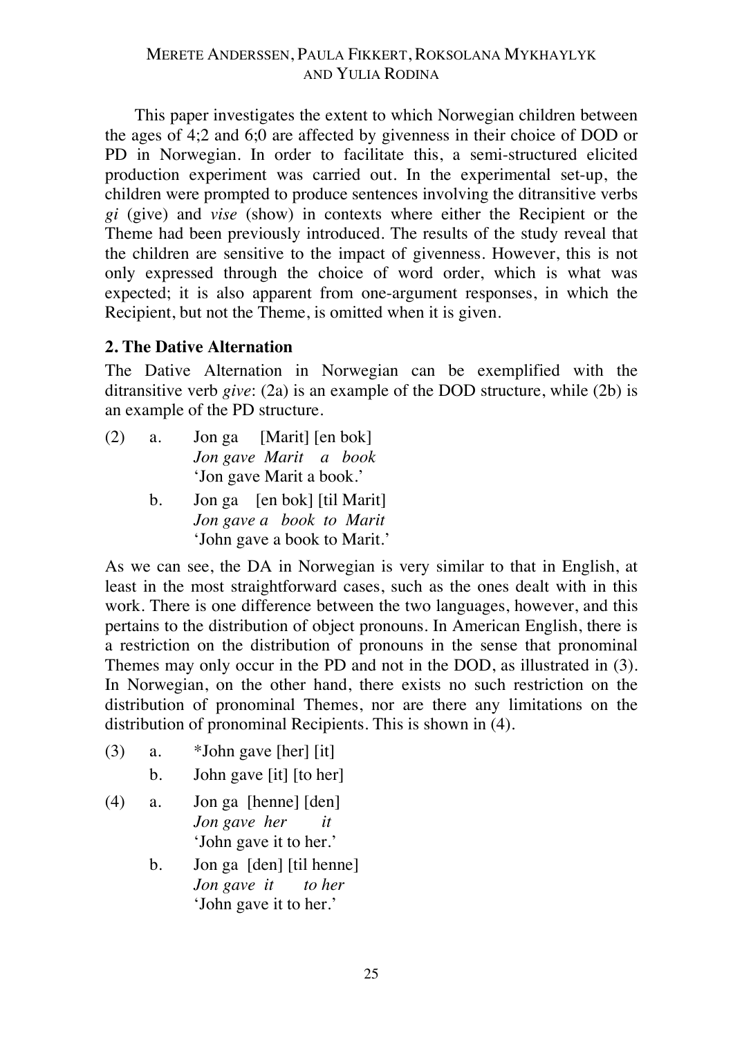This paper investigates the extent to which Norwegian children between the ages of 4;2 and 6;0 are affected by givenness in their choice of DOD or PD in Norwegian. In order to facilitate this, a semi-structured elicited production experiment was carried out. In the experimental set-up, the children were prompted to produce sentences involving the ditransitive verbs *gi* (give) and *vise* (show) in contexts where either the Recipient or the Theme had been previously introduced. The results of the study reveal that the children are sensitive to the impact of givenness. However, this is not only expressed through the choice of word order, which is what was expected; it is also apparent from one-argument responses, in which the Recipient, but not the Theme, is omitted when it is given.

## 2. The Dative Alternation

The Dative Alternation in Norwegian can be exemplified with the ditransitive verb *give*: (2a) is an example of the DOD structure, while (2b) is an example of the PD structure.

(2) a. Jon ga [Marit] [en bok]
   *Jon gave Marit a book*
   'Jon gave Marit a book.'

  b. Jon ga [en bok] [til Marit]
   *Jon gave a book to Marit*
   'John gave a book to Marit.'

As we can see, the DA in Norwegian is very similar to that in English, at least in the most straightforward cases, such as the ones dealt with in this work. There is one difference between the two languages, however, and this pertains to the distribution of object pronouns. In American English, there is a restriction on the distribution of pronouns in the sense that pronominal Themes may only occur in the PD and not in the DOD, as illustrated in (3). In Norwegian, on the other hand, there exists no such restriction on the distribution of pronominal Themes, nor are there any limitations on the distribution of pronominal Recipients. This is shown in (4).

(3) a. *John gave [her] [it]

  b. John gave [it] [to her]

(4) a. Jon ga [henne] [den]
   *Jon gave her it*
   'John gave it to her.'

  b. Jon ga [den] [til henne]
   *Jon gave it to her*
   'John gave it to her.'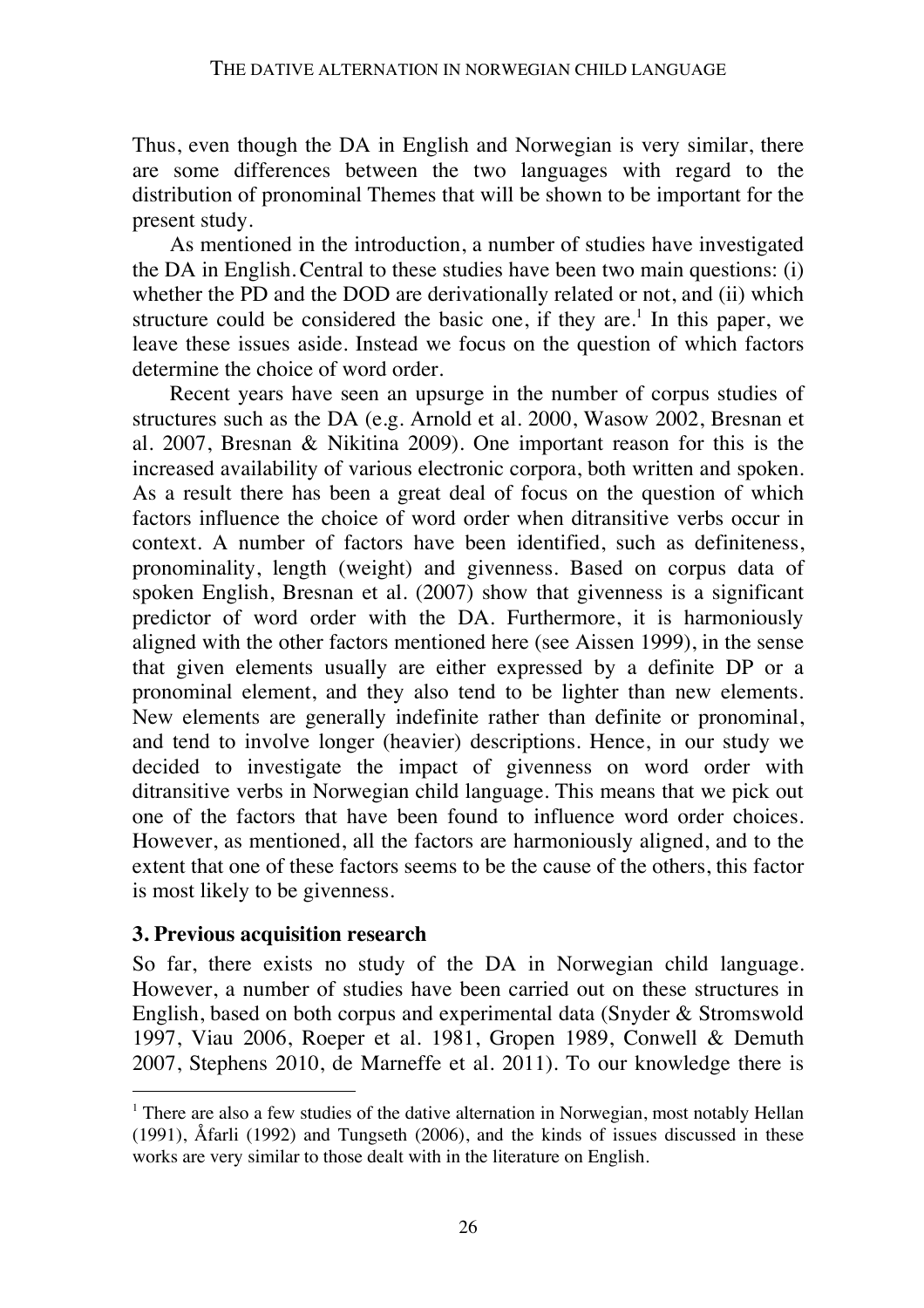Thus, even though the DA in English and Norwegian is very similar, there are some differences between the two languages with regard to the distribution of pronominal Themes that will be shown to be important for the present study.

As mentioned in the introduction, a number of studies have investigated the DA in English. Central to these studies have been two main questions: (i) whether the PD and the DOD are derivationally related or not, and (ii) which structure could be considered the basic one, if they are.[1] In this paper, we leave these issues aside. Instead we focus on the question of which factors determine the choice of word order.

Recent years have seen an upsurge in the number of corpus studies of structures such as the DA (e.g. Arnold et al. 2000, Wasow 2002, Bresnan et al. 2007, Bresnan & Nikitina 2009). One important reason for this is the increased availability of various electronic corpora, both written and spoken. As a result there has been a great deal of focus on the question of which factors influence the choice of word order when ditransitive verbs occur in context. A number of factors have been identified, such as definiteness, pronominality, length (weight) and givenness. Based on corpus data of spoken English, Bresnan et al. (2007) show that givenness is a significant predictor of word order with the DA. Furthermore, it is harmoniously aligned with the other factors mentioned here (see Aissen 1999), in the sense that given elements usually are either expressed by a definite DP or a pronominal element, and they also tend to be lighter than new elements. New elements are generally indefinite rather than definite or pronominal, and tend to involve longer (heavier) descriptions. Hence, in our study we decided to investigate the impact of givenness on word order with ditransitive verbs in Norwegian child language. This means that we pick out one of the factors that have been found to influence word order choices. However, as mentioned, all the factors are harmoniously aligned, and to the extent that one of these factors seems to be the cause of the others, this factor is most likely to be givenness.

## 3. Previous acquisition research

So far, there exists no study of the DA in Norwegian child language. However, a number of studies have been carried out on these structures in English, based on both corpus and experimental data (Snyder & Stromswold 1997, Viau 2006, Roeper et al. 1981, Gropen 1989, Conwell & Demuth 2007, Stephens 2010, de Marneffe et al. 2011). To our knowledge there is

---

[1] There are also a few studies of the dative alternation in Norwegian, most notably Hellan (1991), Åfarli (1992) and Tungseth (2006), and the kinds of issues discussed in these works are very similar to those dealt with in the literature on English.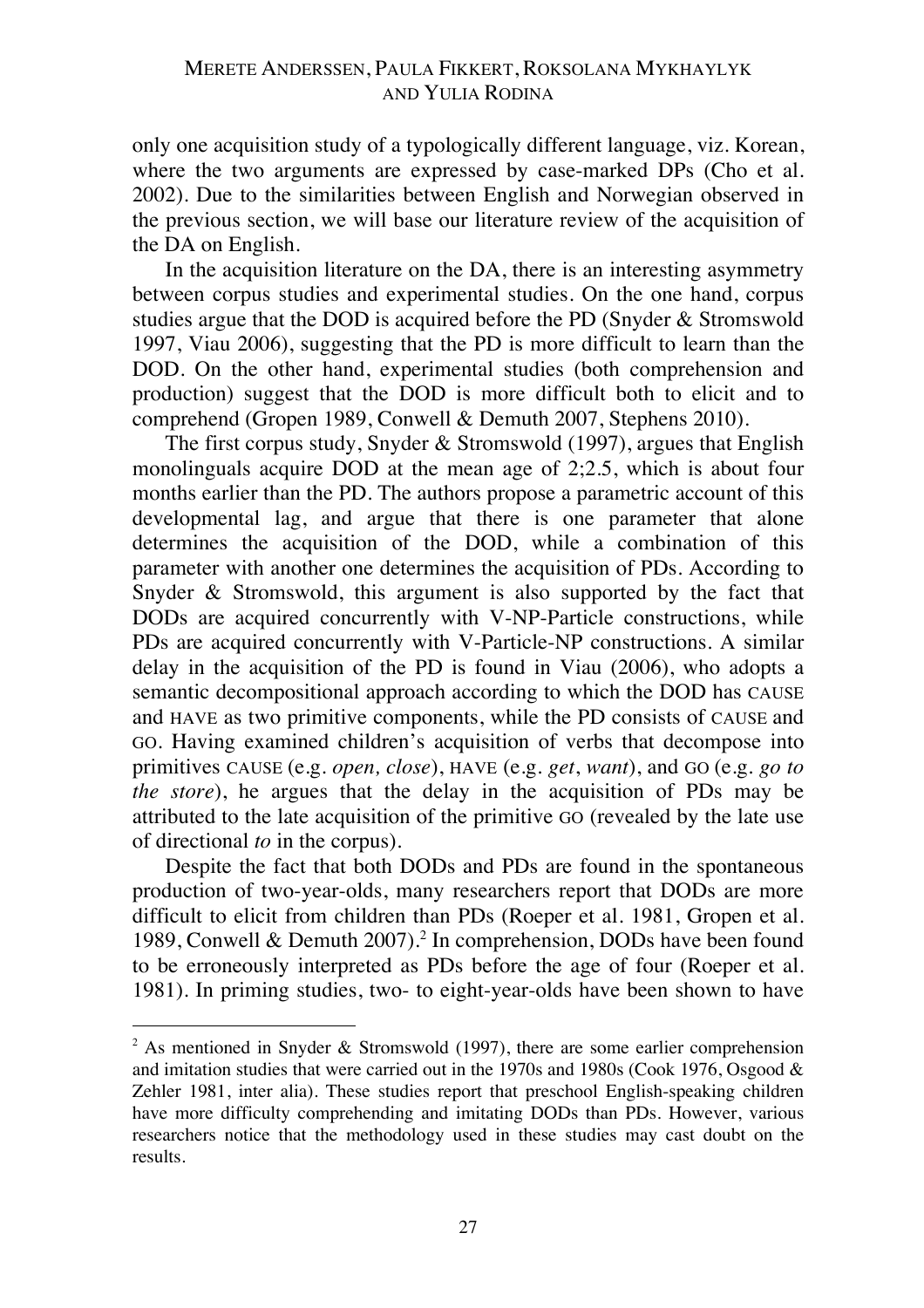only one acquisition study of a typologically different language, viz. Korean, where the two arguments are expressed by case-marked DPs (Cho et al. 2002). Due to the similarities between English and Norwegian observed in the previous section, we will base our literature review of the acquisition of the DA on English.

In the acquisition literature on the DA, there is an interesting asymmetry between corpus studies and experimental studies. On the one hand, corpus studies argue that the DOD is acquired before the PD (Snyder & Stromswold 1997, Viau 2006), suggesting that the PD is more difficult to learn than the DOD. On the other hand, experimental studies (both comprehension and production) suggest that the DOD is more difficult both to elicit and to comprehend (Gropen 1989, Conwell & Demuth 2007, Stephens 2010).

The first corpus study, Snyder & Stromswold (1997), argues that English monolinguals acquire DOD at the mean age of 2;2.5, which is about four months earlier than the PD. The authors propose a parametric account of this developmental lag, and argue that there is one parameter that alone determines the acquisition of the DOD, while a combination of this parameter with another one determines the acquisition of PDs. According to Snyder & Stromswold, this argument is also supported by the fact that DODs are acquired concurrently with V-NP-Particle constructions, while PDs are acquired concurrently with V-Particle-NP constructions. A similar delay in the acquisition of the PD is found in Viau (2006), who adopts a semantic decompositional approach according to which the DOD has CAUSE and HAVE as two primitive components, while the PD consists of CAUSE and GO. Having examined children's acquisition of verbs that decompose into primitives CAUSE (e.g. *open, close*), HAVE (e.g. *get*, *want*), and GO (e.g. *go to the store*), he argues that the delay in the acquisition of PDs may be attributed to the late acquisition of the primitive GO (revealed by the late use of directional *to* in the corpus).

Despite the fact that both DODs and PDs are found in the spontaneous production of two-year-olds, many researchers report that DODs are more difficult to elicit from children than PDs (Roeper et al. 1981, Gropen et al. 1989, Conwell & Demuth 2007).[2] In comprehension, DODs have been found to be erroneously interpreted as PDs before the age of four (Roeper et al. 1981). In priming studies, two- to eight-year-olds have been shown to have

[2] As mentioned in Snyder & Stromswold (1997), there are some earlier comprehension and imitation studies that were carried out in the 1970s and 1980s (Cook 1976, Osgood & Zehler 1981, inter alia). These studies report that preschool English-speaking children have more difficulty comprehending and imitating DODs than PDs. However, various researchers notice that the methodology used in these studies may cast doubt on the results.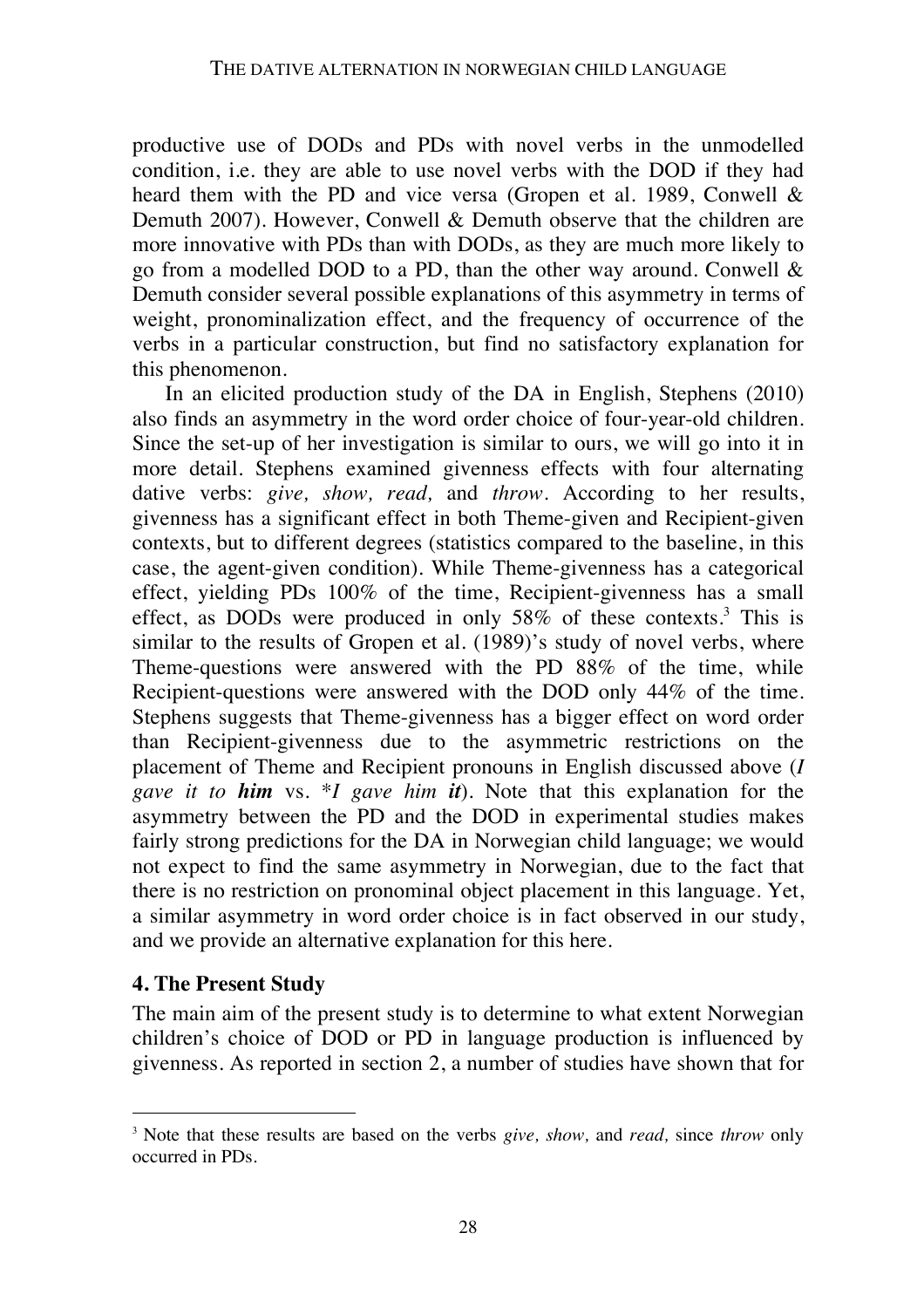productive use of DODs and PDs with novel verbs in the unmodelled condition, i.e. they are able to use novel verbs with the DOD if they had heard them with the PD and vice versa (Gropen et al. 1989, Conwell & Demuth 2007). However, Conwell & Demuth observe that the children are more innovative with PDs than with DODs, as they are much more likely to go from a modelled DOD to a PD, than the other way around. Conwell & Demuth consider several possible explanations of this asymmetry in terms of weight, pronominalization effect, and the frequency of occurrence of the verbs in a particular construction, but find no satisfactory explanation for this phenomenon.

In an elicited production study of the DA in English, Stephens (2010) also finds an asymmetry in the word order choice of four-year-old children. Since the set-up of her investigation is similar to ours, we will go into it in more detail. Stephens examined givenness effects with four alternating dative verbs: *give, show, read,* and *throw*. According to her results, givenness has a significant effect in both Theme-given and Recipient-given contexts, but to different degrees (statistics compared to the baseline, in this case, the agent-given condition). While Theme-givenness has a categorical effect, yielding PDs 100% of the time, Recipient-givenness has a small effect, as DODs were produced in only 58% of these contexts.[3] This is similar to the results of Gropen et al. (1989)'s study of novel verbs, where Theme-questions were answered with the PD 88% of the time, while Recipient-questions were answered with the DOD only 44% of the time. Stephens suggests that Theme-givenness has a bigger effect on word order than Recipient-givenness due to the asymmetric restrictions on the placement of Theme and Recipient pronouns in English discussed above (*I gave it to **him*** vs. \**I gave him **it***). Note that this explanation for the asymmetry between the PD and the DOD in experimental studies makes fairly strong predictions for the DA in Norwegian child language; we would not expect to find the same asymmetry in Norwegian, due to the fact that there is no restriction on pronominal object placement in this language. Yet, a similar asymmetry in word order choice is in fact observed in our study, and we provide an alternative explanation for this here.

## 4. The Present Study

The main aim of the present study is to determine to what extent Norwegian children's choice of DOD or PD in language production is influenced by givenness. As reported in section 2, a number of studies have shown that for

[3] Note that these results are based on the verbs *give, show,* and *read,* since *throw* only occurred in PDs.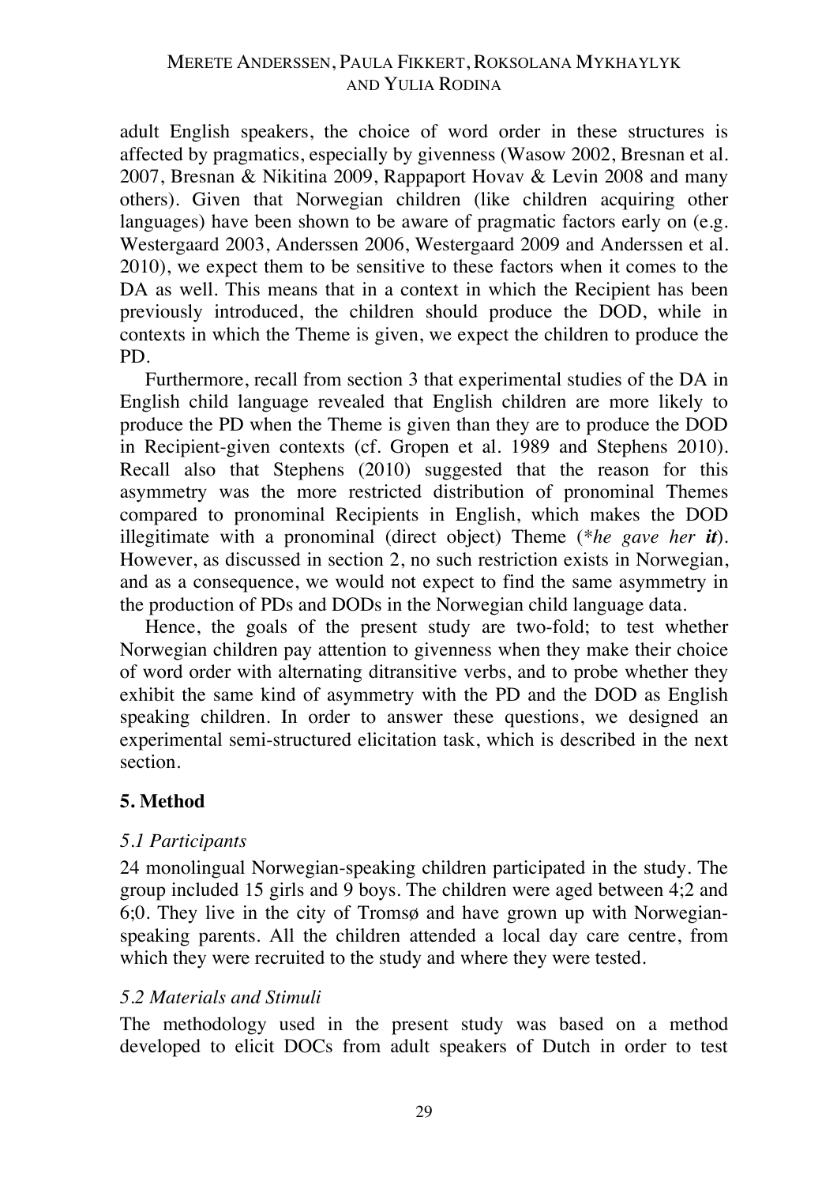adult English speakers, the choice of word order in these structures is affected by pragmatics, especially by givenness (Wasow 2002, Bresnan et al. 2007, Bresnan & Nikitina 2009, Rappaport Hovav & Levin 2008 and many others). Given that Norwegian children (like children acquiring other languages) have been shown to be aware of pragmatic factors early on (e.g. Westergaard 2003, Anderssen 2006, Westergaard 2009 and Anderssen et al. 2010), we expect them to be sensitive to these factors when it comes to the DA as well. This means that in a context in which the Recipient has been previously introduced, the children should produce the DOD, while in contexts in which the Theme is given, we expect the children to produce the PD.

Furthermore, recall from section 3 that experimental studies of the DA in English child language revealed that English children are more likely to produce the PD when the Theme is given than they are to produce the DOD in Recipient-given contexts (cf. Gropen et al. 1989 and Stephens 2010). Recall also that Stephens (2010) suggested that the reason for this asymmetry was the more restricted distribution of pronominal Themes compared to pronominal Recipients in English, which makes the DOD illegitimate with a pronominal (direct object) Theme (**he gave her* ***it***). However, as discussed in section 2, no such restriction exists in Norwegian, and as a consequence, we would not expect to find the same asymmetry in the production of PDs and DODs in the Norwegian child language data.

Hence, the goals of the present study are two-fold; to test whether Norwegian children pay attention to givenness when they make their choice of word order with alternating ditransitive verbs, and to probe whether they exhibit the same kind of asymmetry with the PD and the DOD as English speaking children. In order to answer these questions, we designed an experimental semi-structured elicitation task, which is described in the next section.

## 5. Method

### *5.1 Participants*

24 monolingual Norwegian-speaking children participated in the study. The group included 15 girls and 9 boys. The children were aged between 4;2 and 6;0. They live in the city of Tromsø and have grown up with Norwegian-speaking parents. All the children attended a local day care centre, from which they were recruited to the study and where they were tested.

### *5.2 Materials and Stimuli*

The methodology used in the present study was based on a method developed to elicit DOCs from adult speakers of Dutch in order to test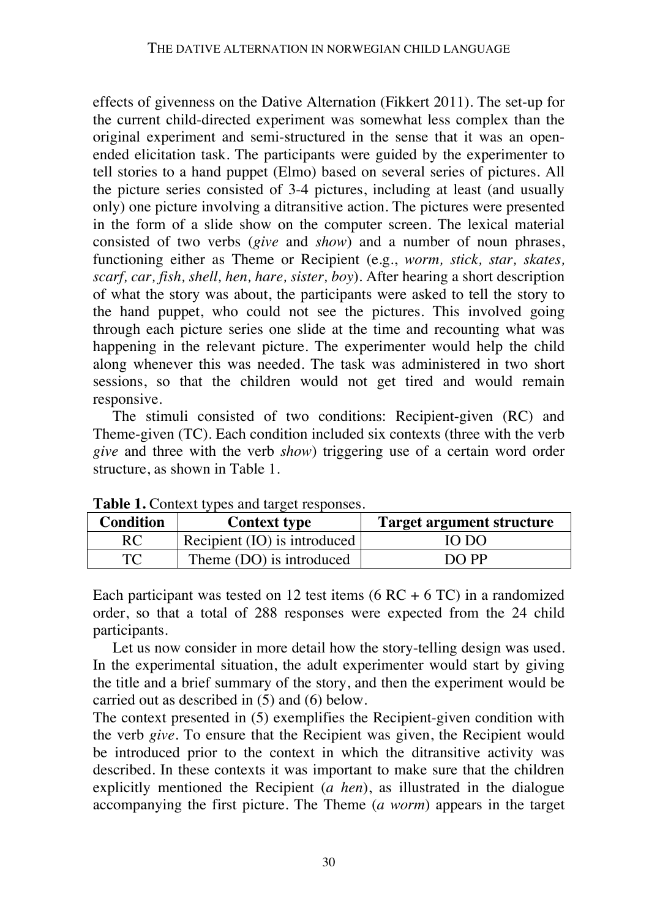effects of givenness on the Dative Alternation (Fikkert 2011). The set-up for the current child-directed experiment was somewhat less complex than the original experiment and semi-structured in the sense that it was an open-ended elicitation task. The participants were guided by the experimenter to tell stories to a hand puppet (Elmo) based on several series of pictures. All the picture series consisted of 3-4 pictures, including at least (and usually only) one picture involving a ditransitive action. The pictures were presented in the form of a slide show on the computer screen. The lexical material consisted of two verbs (*give* and *show*) and a number of noun phrases, functioning either as Theme or Recipient (e.g., *worm, stick, star, skates, scarf, car, fish, shell, hen, hare, sister, boy*). After hearing a short description of what the story was about, the participants were asked to tell the story to the hand puppet, who could not see the pictures. This involved going through each picture series one slide at the time and recounting what was happening in the relevant picture. The experimenter would help the child along whenever this was needed. The task was administered in two short sessions, so that the children would not get tired and would remain responsive.

The stimuli consisted of two conditions: Recipient-given (RC) and Theme-given (TC). Each condition included six contexts (three with the verb *give* and three with the verb *show*) triggering use of a certain word order structure, as shown in Table 1.

**Table 1.** Context types and target responses.

| Condition | Context type | Target argument structure |
|---|---|---|
| RC | Recipient (IO) is introduced | IO DO |
| TC | Theme (DO) is introduced | DO PP |

Each participant was tested on 12 test items (6 RC + 6 TC) in a randomized order, so that a total of 288 responses were expected from the 24 child participants.

Let us now consider in more detail how the story-telling design was used. In the experimental situation, the adult experimenter would start by giving the title and a brief summary of the story, and then the experiment would be carried out as described in (5) and (6) below.

The context presented in (5) exemplifies the Recipient-given condition with the verb *give*. To ensure that the Recipient was given, the Recipient would be introduced prior to the context in which the ditransitive activity was described. In these contexts it was important to make sure that the children explicitly mentioned the Recipient (*a hen*), as illustrated in the dialogue accompanying the first picture. The Theme (*a worm*) appears in the target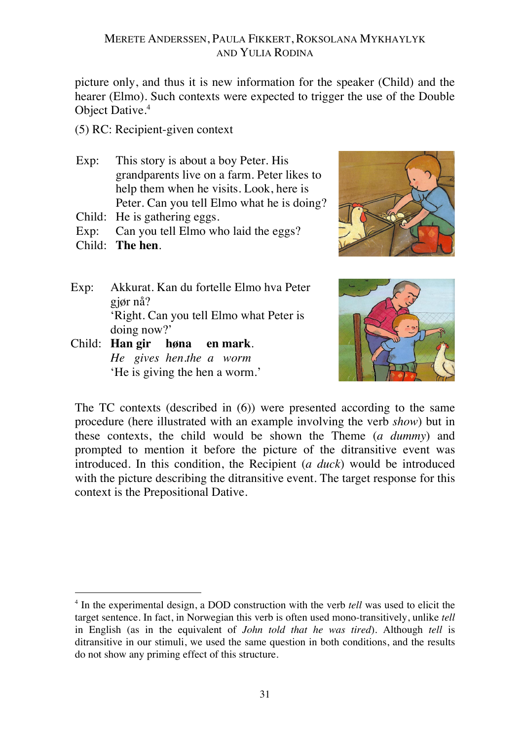picture only, and thus it is new information for the speaker (Child) and the hearer (Elmo). Such contexts were expected to trigger the use of the Double Object Dative.[4]

(5) RC: Recipient-given context

Exp: This story is about a boy Peter. His grandparents live on a farm. Peter likes to help them when he visits. Look, here is Peter. Can you tell Elmo what he is doing?
Child: He is gathering eggs.
Exp: Can you tell Elmo who laid the eggs?
Child: **The hen**.

Exp: Akkurat. Kan du fortelle Elmo hva Peter gjør nå?
'Right. Can you tell Elmo what Peter is doing now?'
Child: **Han gir høna en mark**.
*He gives hen.the a worm*
'He is giving the hen a worm.'

The TC contexts (described in (6)) were presented according to the same procedure (here illustrated with an example involving the verb *show*) but in these contexts, the child would be shown the Theme (*a dummy*) and prompted to mention it before the picture of the ditransitive event was introduced. In this condition, the Recipient (*a duck*) would be introduced with the picture describing the ditransitive event. The target response for this context is the Prepositional Dative.

[4] In the experimental design, a DOD construction with the verb *tell* was used to elicit the target sentence. In fact, in Norwegian this verb is often used mono-transitively, unlike *tell* in English (as in the equivalent of *John told that he was tired*). Although *tell* is ditransitive in our stimuli, we used the same question in both conditions, and the results do not show any priming effect of this structure.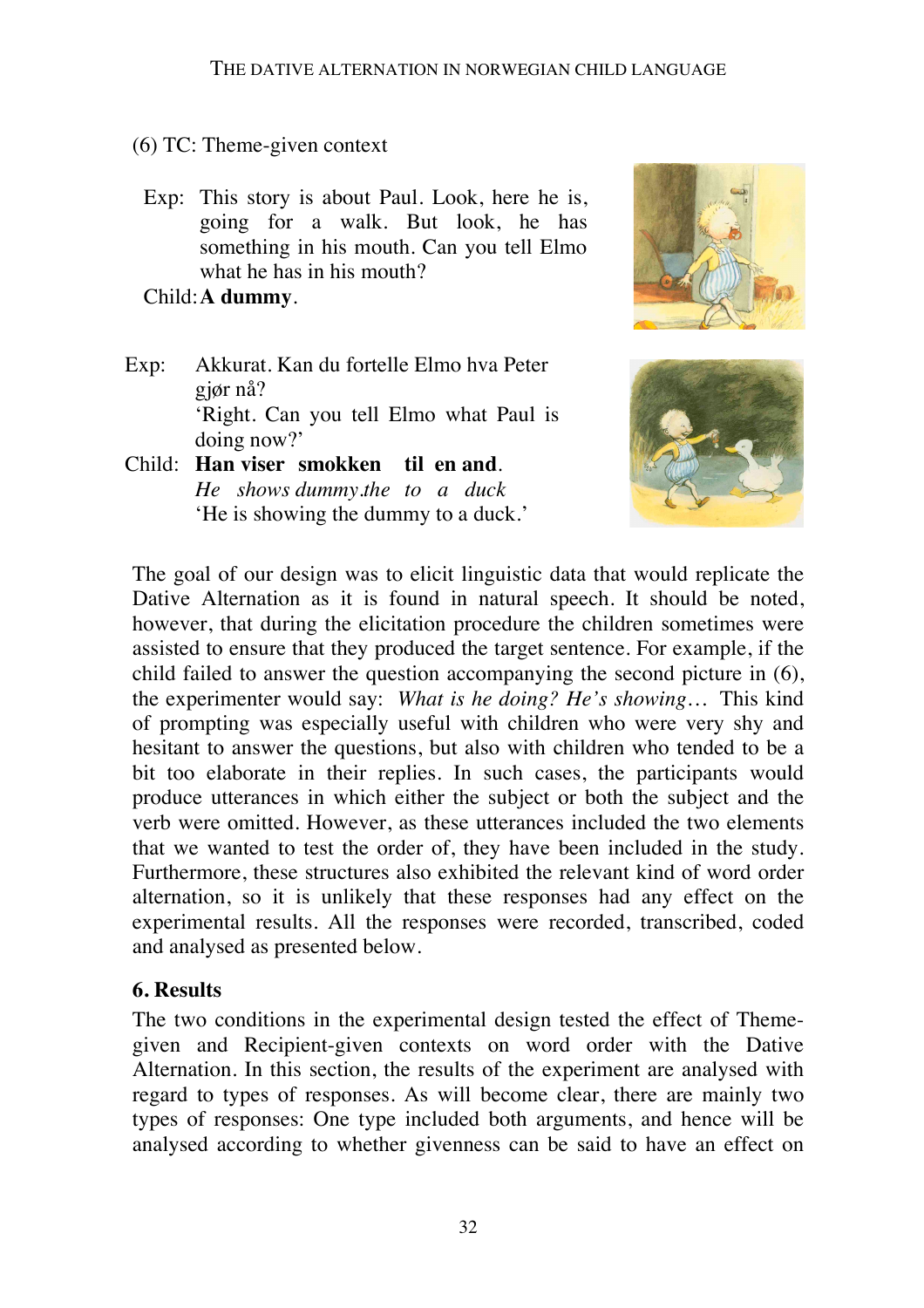(6) TC: Theme-given context

Exp: This story is about Paul. Look, here he is, going for a walk. But look, he has something in his mouth. Can you tell Elmo what he has in his mouth?

Child: **A dummy**.

Exp: Akkurat. Kan du fortelle Elmo hva Peter gjør nå?
'Right. Can you tell Elmo what Paul is doing now?'

Child: **Han viser smokken til en and**.
*He shows dummy.the to a duck*
'He is showing the dummy to a duck.'

The goal of our design was to elicit linguistic data that would replicate the Dative Alternation as it is found in natural speech. It should be noted, however, that during the elicitation procedure the children sometimes were assisted to ensure that they produced the target sentence. For example, if the child failed to answer the question accompanying the second picture in (6), the experimenter would say: *What is he doing? He's showing…* This kind of prompting was especially useful with children who were very shy and hesitant to answer the questions, but also with children who tended to be a bit too elaborate in their replies. In such cases, the participants would produce utterances in which either the subject or both the subject and the verb were omitted. However, as these utterances included the two elements that we wanted to test the order of, they have been included in the study. Furthermore, these structures also exhibited the relevant kind of word order alternation, so it is unlikely that these responses had any effect on the experimental results. All the responses were recorded, transcribed, coded and analysed as presented below.

## 6. Results

The two conditions in the experimental design tested the effect of Theme-given and Recipient-given contexts on word order with the Dative Alternation. In this section, the results of the experiment are analysed with regard to types of responses. As will become clear, there are mainly two types of responses: One type included both arguments, and hence will be analysed according to whether givenness can be said to have an effect on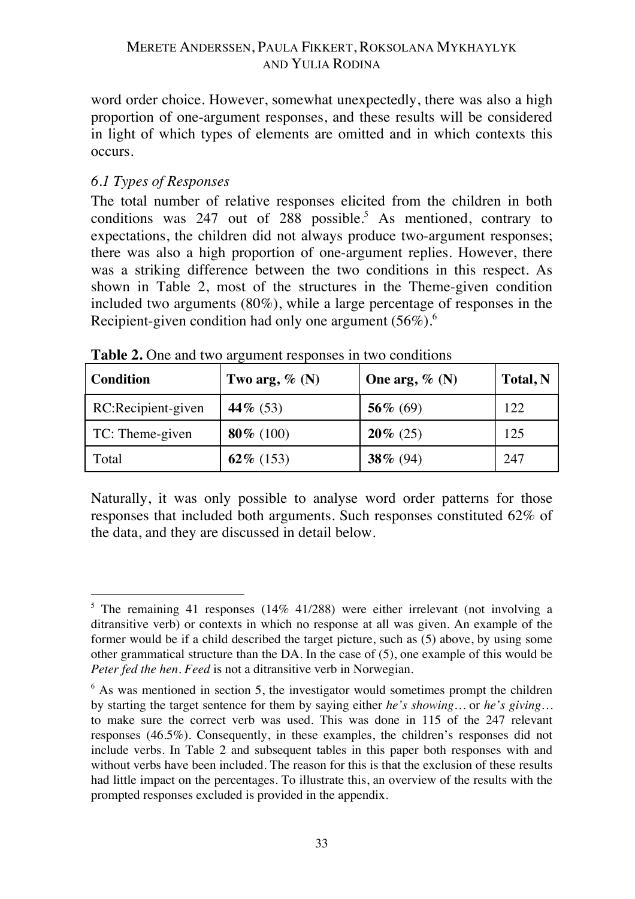word order choice. However, somewhat unexpectedly, there was also a high proportion of one-argument responses, and these results will be considered in light of which types of elements are omitted and in which contexts this occurs.

### *6.1 Types of Responses*

The total number of relative responses elicited from the children in both conditions was 247 out of 288 possible.[5] As mentioned, contrary to expectations, the children did not always produce two-argument responses; there was also a high proportion of one-argument replies. However, there was a striking difference between the two conditions in this respect. As shown in Table 2, most of the structures in the Theme-given condition included two arguments (80%), while a large percentage of responses in the Recipient-given condition had only one argument (56%).[6]

**Table 2.** One and two argument responses in two conditions

| **Condition** | **Two arg, % (N)** | **One arg, % (N)** | **Total, N** |
|---|---|---|---|
| RC:Recipient-given | **44%** (53) | **56%** (69) | 122 |
| TC: Theme-given | **80%** (100) | **20%** (25) | 125 |
| Total | **62%** (153) | **38%** (94) | 247 |

Naturally, it was only possible to analyse word order patterns for those responses that included both arguments. Such responses constituted 62% of the data, and they are discussed in detail below.

---

[5] The remaining 41 responses (14% 41/288) were either irrelevant (not involving a ditransitive verb) or contexts in which no response at all was given. An example of the former would be if a child described the target picture, such as (5) above, by using some other grammatical structure than the DA. In the case of (5), one example of this would be *Peter fed the hen*. *Feed* is not a ditransitive verb in Norwegian.

[6] As was mentioned in section 5, the investigator would sometimes prompt the children by starting the target sentence for them by saying either *he's showing…* or *he's giving…* to make sure the correct verb was used. This was done in 115 of the 247 relevant responses (46.5%). Consequently, in these examples, the children's responses did not include verbs. In Table 2 and subsequent tables in this paper both responses with and without verbs have been included. The reason for this is that the exclusion of these results had little impact on the percentages. To illustrate this, an overview of the results with the prompted responses excluded is provided in the appendix.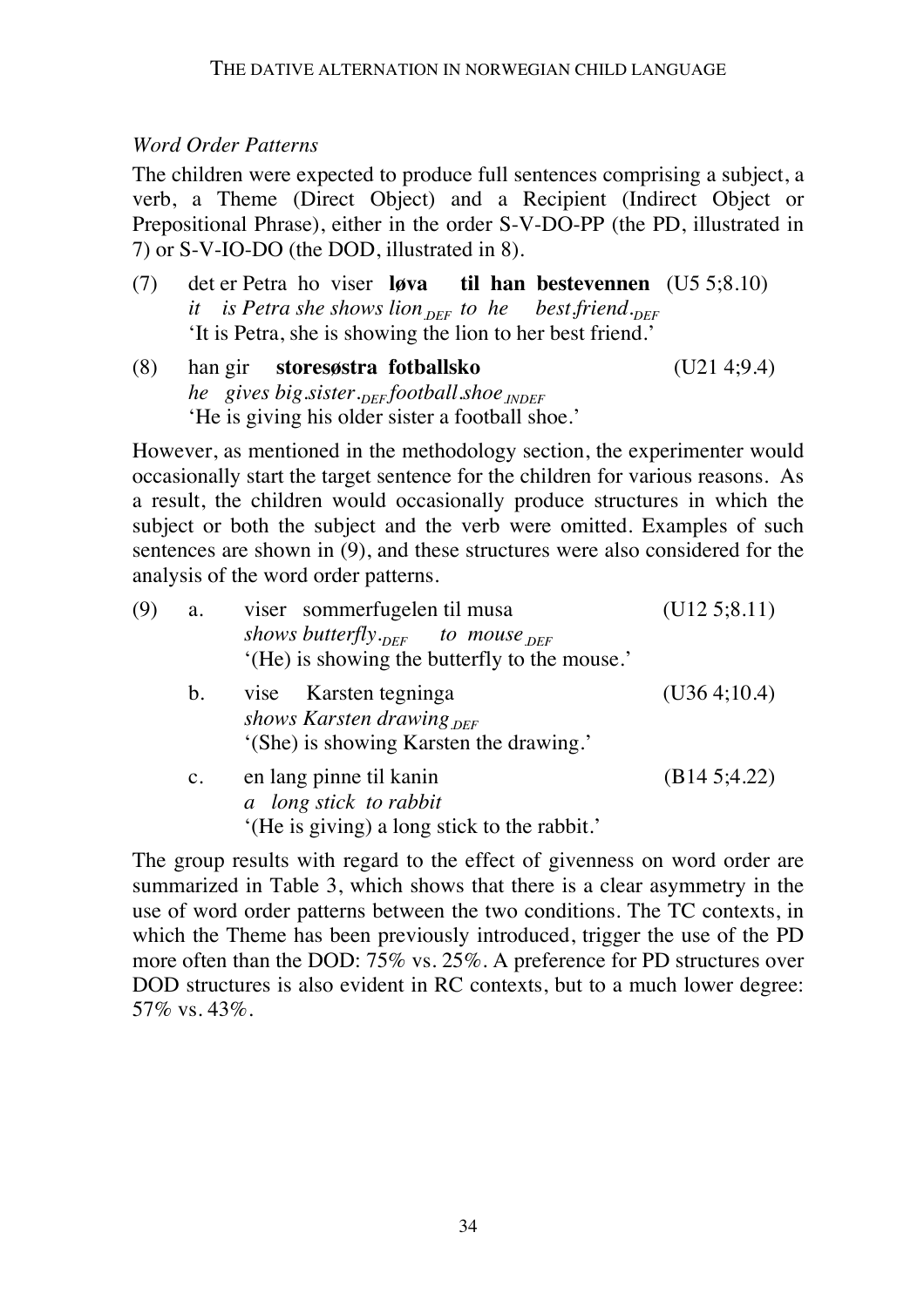*Word Order Patterns*

The children were expected to produce full sentences comprising a subject, a verb, a Theme (Direct Object) and a Recipient (Indirect Object or Prepositional Phrase), either in the order S-V-DO-PP (the PD, illustrated in 7) or S-V-IO-DO (the DOD, illustrated in 8).

(7) det er Petra ho viser **løva til han bestevennen** (U5 5;8.10)
*it is Petra she shows lion$_{DEF}$ to he best.friend.$_{DEF}$*
'It is Petra, she is showing the lion to her best friend.'

(8) han gir **storesøstra fotballsko** (U21 4;9.4)
*he gives big.sister.$_{DEF}$ football.shoe$_{INDEF}$*
'He is giving his older sister a football shoe.'

However, as mentioned in the methodology section, the experimenter would occasionally start the target sentence for the children for various reasons. As a result, the children would occasionally produce structures in which the subject or both the subject and the verb were omitted. Examples of such sentences are shown in (9), and these structures were also considered for the analysis of the word order patterns.

(9) a. viser sommerfugelen til musa (U12 5;8.11)
*shows butterfly.$_{DEF}$ to mouse$_{DEF}$*
'(He) is showing the butterfly to the mouse.'

b. vise Karsten tegninga (U36 4;10.4)
*shows Karsten drawing$_{DEF}$*
'(She) is showing Karsten the drawing.'

c. en lang pinne til kanin (B14 5;4.22)
*a long stick to rabbit*
'(He is giving) a long stick to the rabbit.'

The group results with regard to the effect of givenness on word order are summarized in Table 3, which shows that there is a clear asymmetry in the use of word order patterns between the two conditions. The TC contexts, in which the Theme has been previously introduced, trigger the use of the PD more often than the DOD: 75% vs. 25%. A preference for PD structures over DOD structures is also evident in RC contexts, but to a much lower degree: 57% vs. 43%.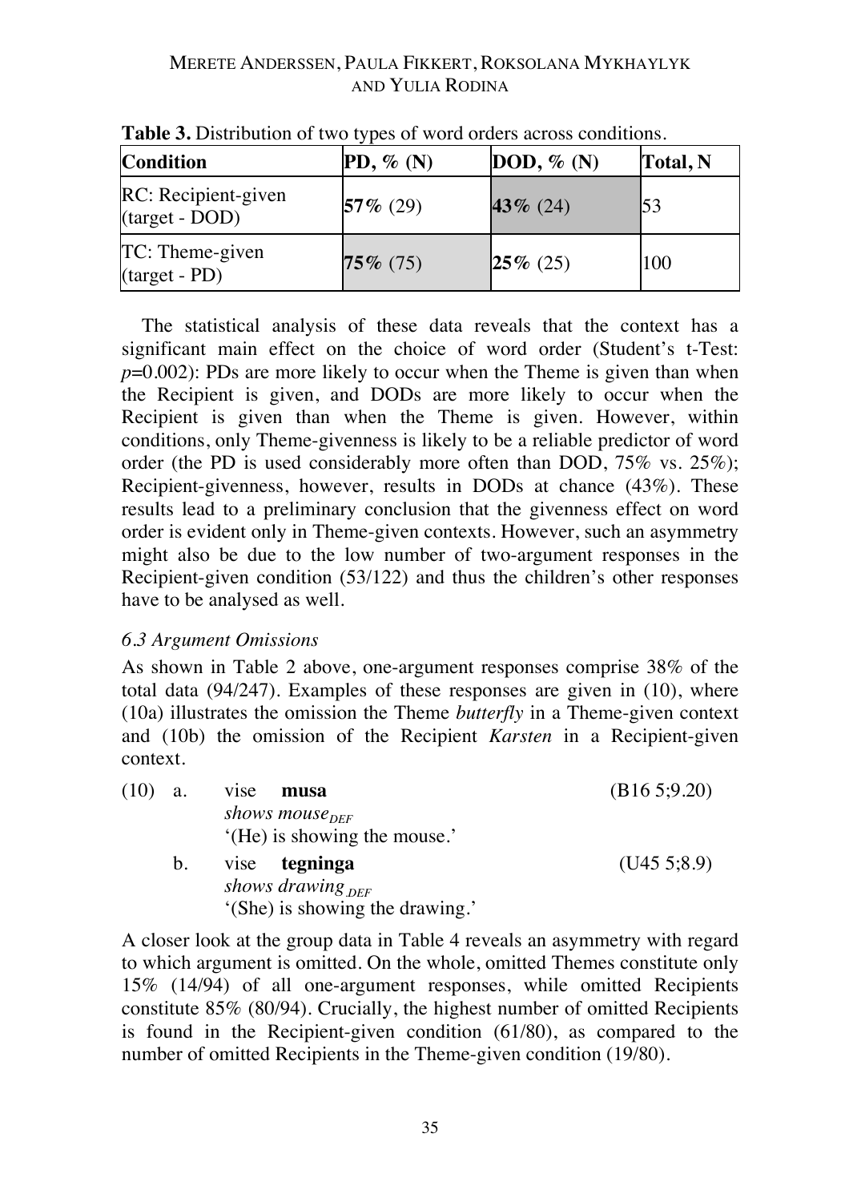**Table 3.** Distribution of two types of word orders across conditions.

| Condition | PD, % (N) | DOD, % (N) | Total, N |
|---|---|---|---|
| RC: Recipient-given (target - DOD) | **57%** (29) | **43%** (24) | 53 |
| TC: Theme-given (target - PD) | **75%** (75) | **25%** (25) | 100 |

The statistical analysis of these data reveals that the context has a significant main effect on the choice of word order (Student's t-Test: $p$=0.002): PDs are more likely to occur when the Theme is given than when the Recipient is given, and DODs are more likely to occur when the Recipient is given than when the Theme is given. However, within conditions, only Theme-givenness is likely to be a reliable predictor of word order (the PD is used considerably more often than DOD, 75% vs. 25%); Recipient-givenness, however, results in DODs at chance (43%). These results lead to a preliminary conclusion that the givenness effect on word order is evident only in Theme-given contexts. However, such an asymmetry might also be due to the low number of two-argument responses in the Recipient-given condition (53/122) and thus the children's other responses have to be analysed as well.

### *6.3 Argument Omissions*

As shown in Table 2 above, one-argument responses comprise 38% of the total data (94/247). Examples of these responses are given in (10), where (10a) illustrates the omission the Theme *butterfly* in a Theme-given context and (10b) the omission of the Recipient *Karsten* in a Recipient-given context.

(10) a. vise **musa** (B16 5;9.20)
*shows mouse*$_{DEF}$
'(He) is showing the mouse.'

b. vise **tegninga** (U45 5;8.9)
*shows drawing*$_{DEF}$
'(She) is showing the drawing.'

A closer look at the group data in Table 4 reveals an asymmetry with regard to which argument is omitted. On the whole, omitted Themes constitute only 15% (14/94) of all one-argument responses, while omitted Recipients constitute 85% (80/94). Crucially, the highest number of omitted Recipients is found in the Recipient-given condition (61/80), as compared to the number of omitted Recipients in the Theme-given condition (19/80).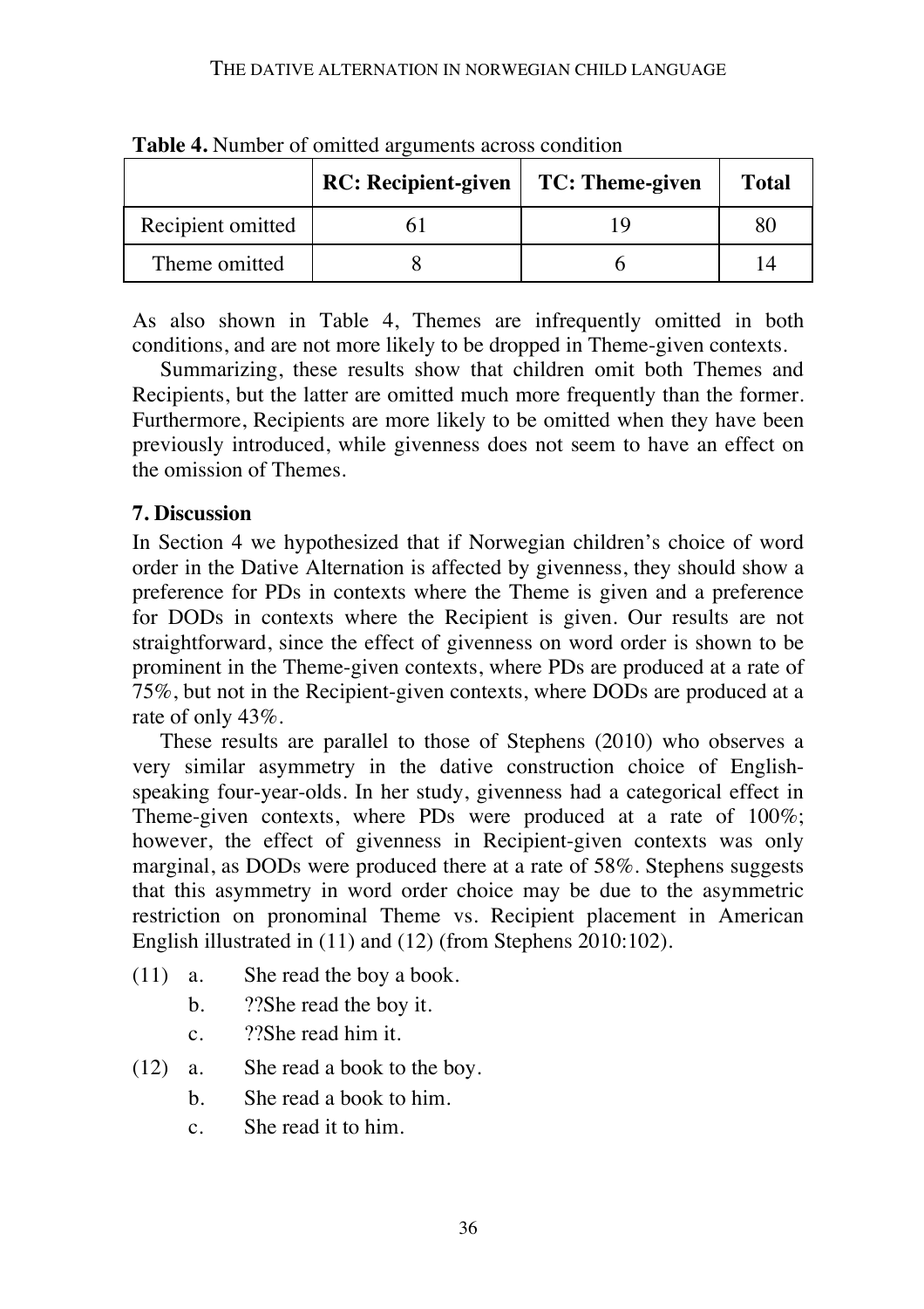**Table 4.** Number of omitted arguments across condition

| | RC: Recipient-given | TC: Theme-given | Total |
|---|---|---|---|
| Recipient omitted | 61 | 19 | 80 |
| Theme omitted | 8 | 6 | 14 |

As also shown in Table 4, Themes are infrequently omitted in both conditions, and are not more likely to be dropped in Theme-given contexts.

Summarizing, these results show that children omit both Themes and Recipients, but the latter are omitted much more frequently than the former. Furthermore, Recipients are more likely to be omitted when they have been previously introduced, while givenness does not seem to have an effect on the omission of Themes.

## 7. Discussion

In Section 4 we hypothesized that if Norwegian children's choice of word order in the Dative Alternation is affected by givenness, they should show a preference for PDs in contexts where the Theme is given and a preference for DODs in contexts where the Recipient is given. Our results are not straightforward, since the effect of givenness on word order is shown to be prominent in the Theme-given contexts, where PDs are produced at a rate of 75%, but not in the Recipient-given contexts, where DODs are produced at a rate of only 43%.

These results are parallel to those of Stephens (2010) who observes a very similar asymmetry in the dative construction choice of English-speaking four-year-olds. In her study, givenness had a categorical effect in Theme-given contexts, where PDs were produced at a rate of 100%; however, the effect of givenness in Recipient-given contexts was only marginal, as DODs were produced there at a rate of 58%. Stephens suggests that this asymmetry in word order choice may be due to the asymmetric restriction on pronominal Theme vs. Recipient placement in American English illustrated in (11) and (12) (from Stephens 2010:102).

(11) a. She read the boy a book.
     b. ??She read the boy it.
     c. ??She read him it.

(12) a. She read a book to the boy.
     b. She read a book to him.
     c. She read it to him.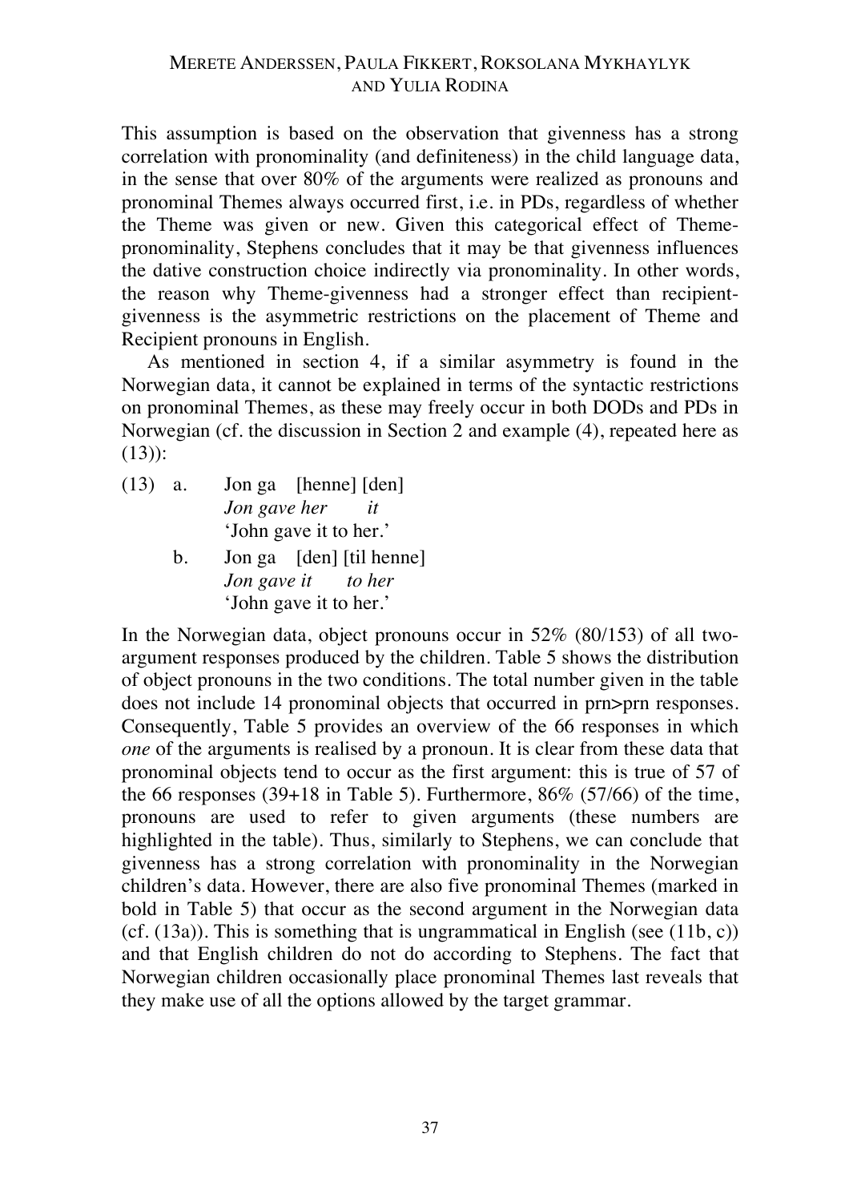This assumption is based on the observation that givenness has a strong correlation with pronominality (and definiteness) in the child language data, in the sense that over 80% of the arguments were realized as pronouns and pronominal Themes always occurred first, i.e. in PDs, regardless of whether the Theme was given or new. Given this categorical effect of Theme-pronominality, Stephens concludes that it may be that givenness influences the dative construction choice indirectly via pronominality. In other words, the reason why Theme-givenness had a stronger effect than recipient-givenness is the asymmetric restrictions on the placement of Theme and Recipient pronouns in English.

As mentioned in section 4, if a similar asymmetry is found in the Norwegian data, it cannot be explained in terms of the syntactic restrictions on pronominal Themes, as these may freely occur in both DODs and PDs in Norwegian (cf. the discussion in Section 2 and example (4), repeated here as (13)):

(13) a. Jon ga [henne] [den]
*Jon gave her it*
'John gave it to her.'

b. Jon ga [den] [til henne]
*Jon gave it to her*
'John gave it to her.'

In the Norwegian data, object pronouns occur in 52% (80/153) of all two-argument responses produced by the children. Table 5 shows the distribution of object pronouns in the two conditions. The total number given in the table does not include 14 pronominal objects that occurred in prn>prn responses. Consequently, Table 5 provides an overview of the 66 responses in which *one* of the arguments is realised by a pronoun. It is clear from these data that pronominal objects tend to occur as the first argument: this is true of 57 of the 66 responses (39+18 in Table 5). Furthermore, 86% (57/66) of the time, pronouns are used to refer to given arguments (these numbers are highlighted in the table). Thus, similarly to Stephens, we can conclude that givenness has a strong correlation with pronominality in the Norwegian children's data. However, there are also five pronominal Themes (marked in bold in Table 5) that occur as the second argument in the Norwegian data (cf. (13a)). This is something that is ungrammatical in English (see (11b, c)) and that English children do not do according to Stephens. The fact that Norwegian children occasionally place pronominal Themes last reveals that they make use of all the options allowed by the target grammar.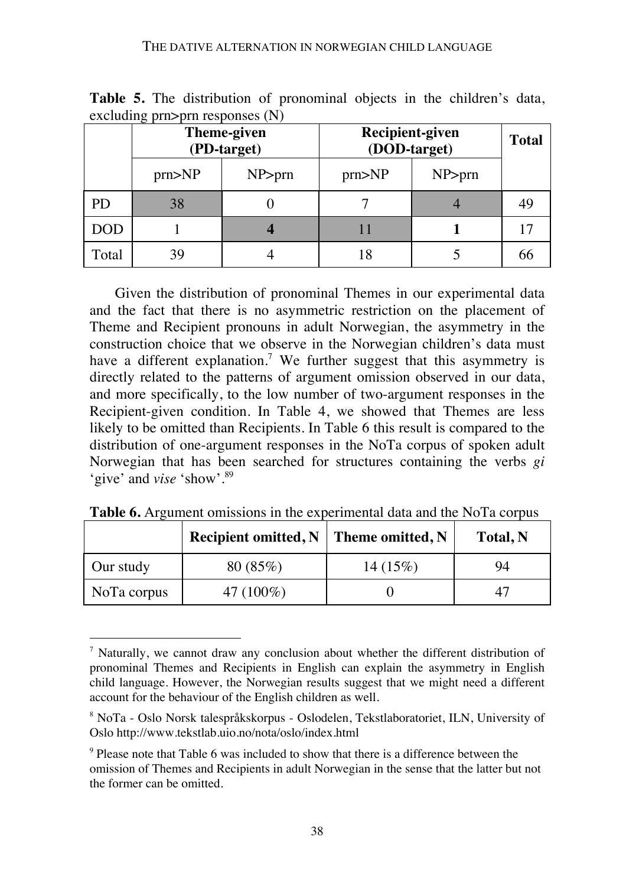**Table 5.** The distribution of pronominal objects in the children's data, excluding prn>prn responses (N)

| | Theme-given (PD-target) | | Recipient-given (DOD-target) | | Total |
|---|---|---|---|---|---|
| | prn>NP | NP>prn | prn>NP | NP>prn | |
| PD | 38 | 0 | 7 | 4 | 49 |
| DOD | 1 | **4** | 11 | **1** | 17 |
| Total | 39 | 4 | 18 | 5 | 66 |

Given the distribution of pronominal Themes in our experimental data and the fact that there is no asymmetric restriction on the placement of Theme and Recipient pronouns in adult Norwegian, the asymmetry in the construction choice that we observe in the Norwegian children's data must have a different explanation.[7] We further suggest that this asymmetry is directly related to the patterns of argument omission observed in our data, and more specifically, to the low number of two-argument responses in the Recipient-given condition. In Table 4, we showed that Themes are less likely to be omitted than Recipients. In Table 6 this result is compared to the distribution of one-argument responses in the NoTa corpus of spoken adult Norwegian that has been searched for structures containing the verbs *gi* 'give' and *vise* 'show'.[8][9]

**Table 6.** Argument omissions in the experimental data and the NoTa corpus

| | Recipient omitted, N | Theme omitted, N | Total, N |
|---|---|---|---|
| Our study | 80 (85%) | 14 (15%) | 94 |
| NoTa corpus | 47 (100%) | 0 | 47 |

---

[7] Naturally, we cannot draw any conclusion about whether the different distribution of pronominal Themes and Recipients in English can explain the asymmetry in English child language. However, the Norwegian results suggest that we might need a different account for the behaviour of the English children as well.

[8] NoTa - Oslo Norsk talespråkskorpus - Oslodelen, Tekstlaboratoriet, ILN, University of Oslo http://www.tekstlab.uio.no/nota/oslo/index.html

[9] Please note that Table 6 was included to show that there is a difference between the omission of Themes and Recipients in adult Norwegian in the sense that the latter but not the former can be omitted.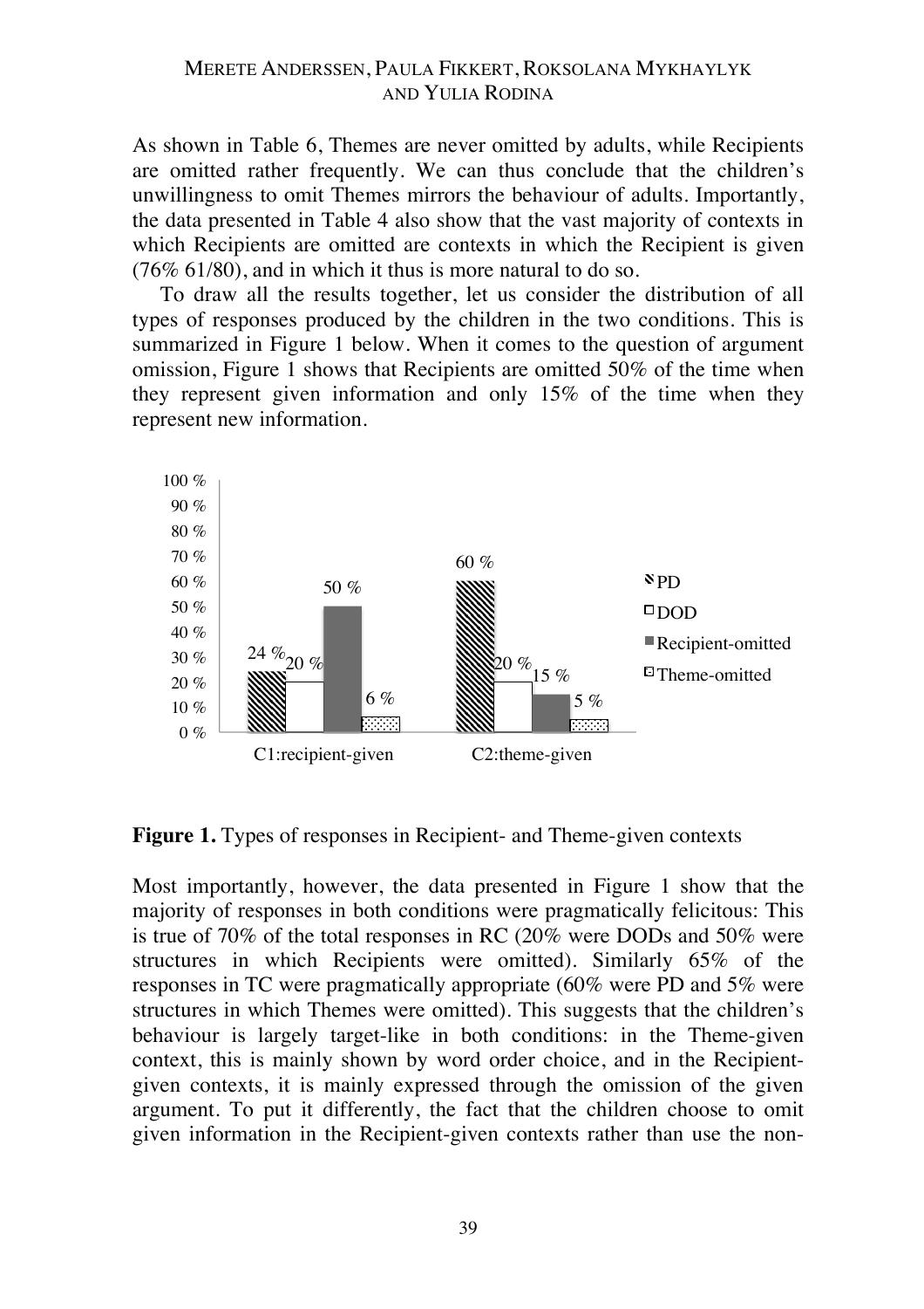As shown in Table 6, Themes are never omitted by adults, while Recipients are omitted rather frequently. We can thus conclude that the children's unwillingness to omit Themes mirrors the behaviour of adults. Importantly, the data presented in Table 4 also show that the vast majority of contexts in which Recipients are omitted are contexts in which the Recipient is given (76% 61/80), and in which it thus is more natural to do so.

To draw all the results together, let us consider the distribution of all types of responses produced by the children in the two conditions. This is summarized in Figure 1 below. When it comes to the question of argument omission, Figure 1 shows that Recipients are omitted 50% of the time when they represent given information and only 15% of the time when they represent new information.

| | PD | DOD | Recipient-omitted | Theme-omitted |
|---|---|---|---|---|
| C1:recipient-given | 24 % | 20 % | 50 % | 6 % |
| C2:theme-given | 60 % | 20 % | 15 % | 5 % |

**Figure 1.** Types of responses in Recipient- and Theme-given contexts

Most importantly, however, the data presented in Figure 1 show that the majority of responses in both conditions were pragmatically felicitous: This is true of 70% of the total responses in RC (20% were DODs and 50% were structures in which Recipients were omitted). Similarly 65% of the responses in TC were pragmatically appropriate (60% were PD and 5% were structures in which Themes were omitted). This suggests that the children's behaviour is largely target-like in both conditions: in the Theme-given context, this is mainly shown by word order choice, and in the Recipient-given contexts, it is mainly expressed through the omission of the given argument. To put it differently, the fact that the children choose to omit given information in the Recipient-given contexts rather than use the non-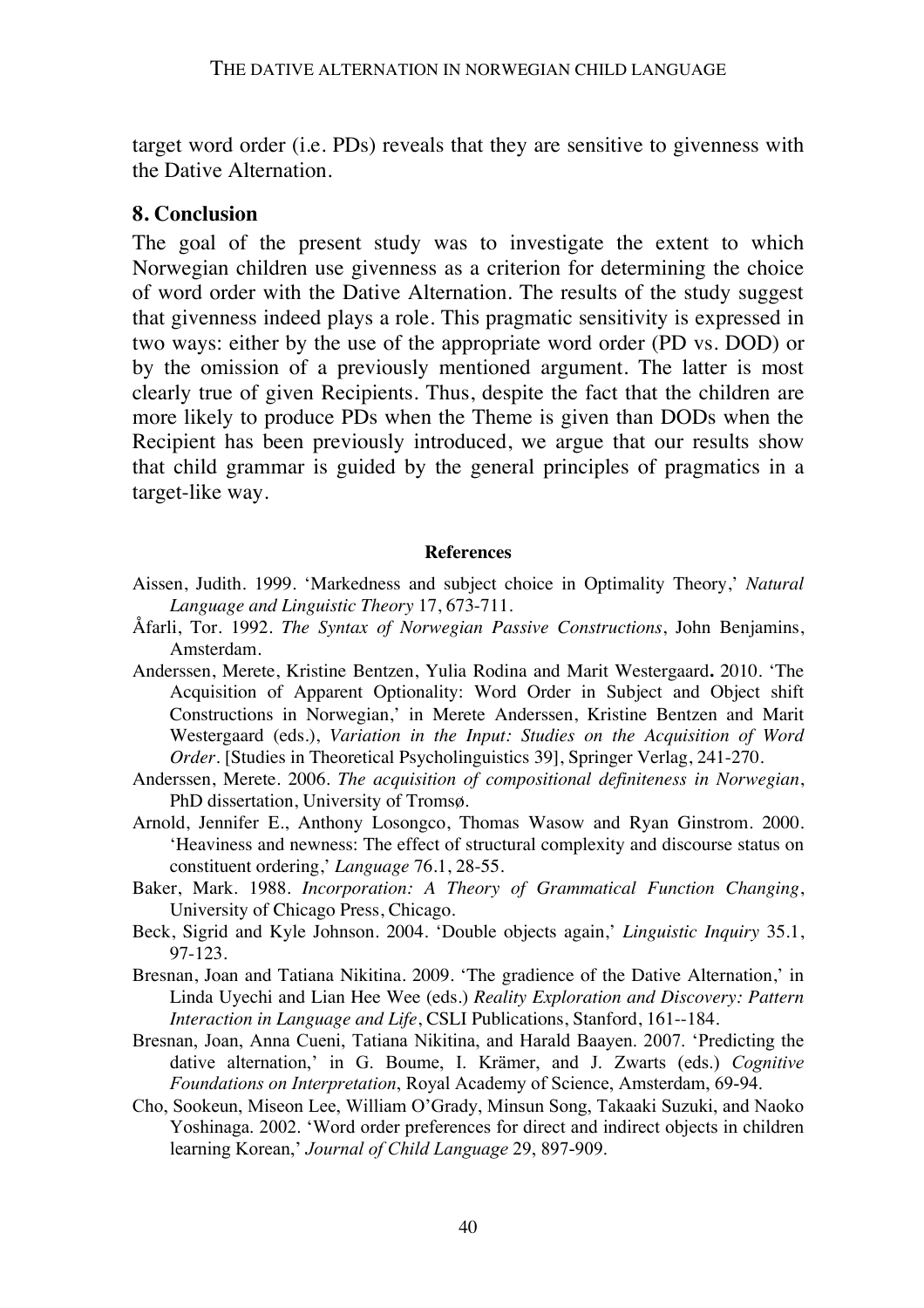target word order (i.e. PDs) reveals that they are sensitive to givenness with the Dative Alternation.

## 8. Conclusion

The goal of the present study was to investigate the extent to which Norwegian children use givenness as a criterion for determining the choice of word order with the Dative Alternation. The results of the study suggest that givenness indeed plays a role. This pragmatic sensitivity is expressed in two ways: either by the use of the appropriate word order (PD vs. DOD) or by the omission of a previously mentioned argument. The latter is most clearly true of given Recipients. Thus, despite the fact that the children are more likely to produce PDs when the Theme is given than DODs when the Recipient has been previously introduced, we argue that our results show that child grammar is guided by the general principles of pragmatics in a target-like way.

### References

Aissen, Judith. 1999. 'Markedness and subject choice in Optimality Theory,' *Natural Language and Linguistic Theory* 17, 673-711.

Åfarli, Tor. 1992. *The Syntax of Norwegian Passive Constructions*, John Benjamins, Amsterdam.

Anderssen, Merete, Kristine Bentzen, Yulia Rodina and Marit Westergaard**.** 2010. 'The Acquisition of Apparent Optionality: Word Order in Subject and Object shift Constructions in Norwegian,' in Merete Anderssen, Kristine Bentzen and Marit Westergaard (eds.), *Variation in the Input: Studies on the Acquisition of Word Order*. [Studies in Theoretical Psycholinguistics 39], Springer Verlag, 241-270.

Anderssen, Merete. 2006. *The acquisition of compositional definiteness in Norwegian*, PhD dissertation, University of Tromsø.

Arnold, Jennifer E., Anthony Losongco, Thomas Wasow and Ryan Ginstrom. 2000. 'Heaviness and newness: The effect of structural complexity and discourse status on constituent ordering,' *Language* 76.1, 28-55.

Baker, Mark. 1988. *Incorporation: A Theory of Grammatical Function Changing*, University of Chicago Press, Chicago.

Beck, Sigrid and Kyle Johnson. 2004. 'Double objects again,' *Linguistic Inquiry* 35.1, 97-123.

Bresnan, Joan and Tatiana Nikitina. 2009. 'The gradience of the Dative Alternation,' in Linda Uyechi and Lian Hee Wee (eds.) *Reality Exploration and Discovery: Pattern Interaction in Language and Life*, CSLI Publications, Stanford, 161--184.

Bresnan, Joan, Anna Cueni, Tatiana Nikitina, and Harald Baayen. 2007. 'Predicting the dative alternation,' in G. Boume, I. Krämer, and J. Zwarts (eds.) *Cognitive Foundations on Interpretation*, Royal Academy of Science, Amsterdam, 69-94.

Cho, Sookeun, Miseon Lee, William O'Grady, Minsun Song, Takaaki Suzuki, and Naoko Yoshinaga. 2002. 'Word order preferences for direct and indirect objects in children learning Korean,' *Journal of Child Language* 29, 897-909.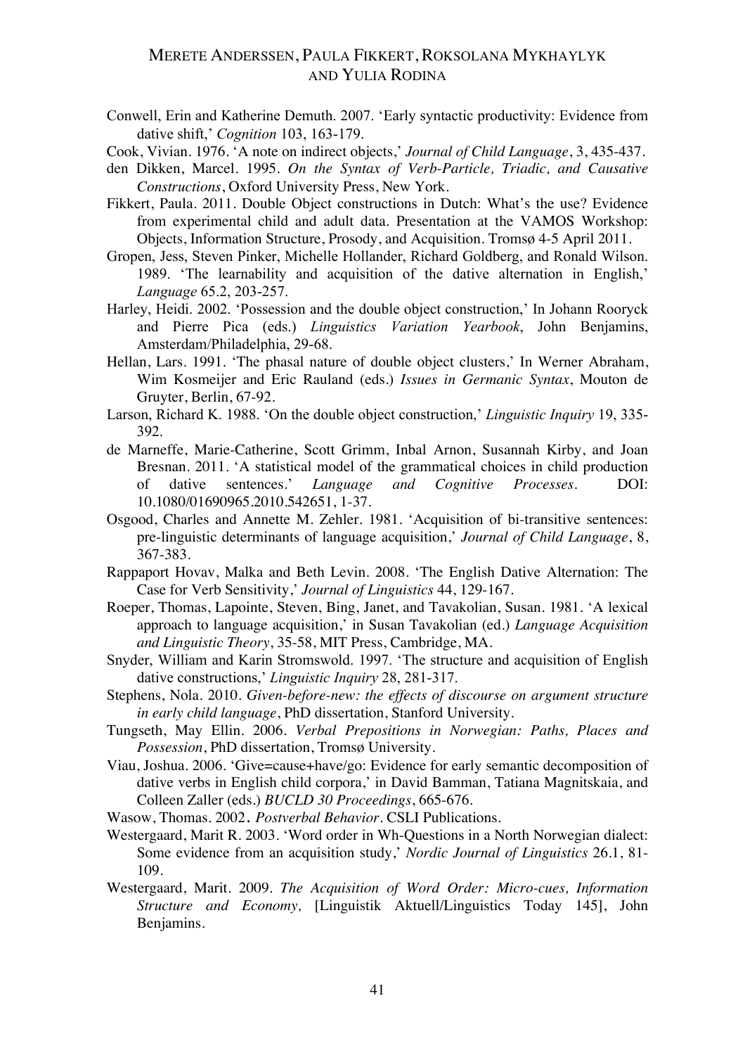Conwell, Erin and Katherine Demuth. 2007. 'Early syntactic productivity: Evidence from dative shift,' *Cognition* 103, 163-179.

Cook, Vivian. 1976. 'A note on indirect objects,' *Journal of Child Language*, 3, 435-437.

den Dikken, Marcel. 1995. *On the Syntax of Verb-Particle, Triadic, and Causative Constructions*, Oxford University Press, New York.

Fikkert, Paula. 2011. Double Object constructions in Dutch: What's the use? Evidence from experimental child and adult data. Presentation at the VAMOS Workshop: Objects, Information Structure, Prosody, and Acquisition. Tromsø 4-5 April 2011.

Gropen, Jess, Steven Pinker, Michelle Hollander, Richard Goldberg, and Ronald Wilson. 1989. 'The learnability and acquisition of the dative alternation in English,' *Language* 65.2, 203-257.

Harley, Heidi. 2002. 'Possession and the double object construction,' In Johann Rooryck and Pierre Pica (eds.) *Linguistics Variation Yearbook*, John Benjamins, Amsterdam/Philadelphia, 29-68.

Hellan, Lars. 1991. 'The phasal nature of double object clusters,' In Werner Abraham, Wim Kosmeijer and Eric Rauland (eds.) *Issues in Germanic Syntax*, Mouton de Gruyter, Berlin, 67-92.

Larson, Richard K. 1988. 'On the double object construction,' *Linguistic Inquiry* 19, 335-392.

de Marneffe, Marie-Catherine, Scott Grimm, Inbal Arnon, Susannah Kirby, and Joan Bresnan. 2011. 'A statistical model of the grammatical choices in child production of dative sentences.' *Language and Cognitive Processes*. DOI: 10.1080/01690965.2010.542651, 1-37.

Osgood, Charles and Annette M. Zehler. 1981. 'Acquisition of bi-transitive sentences: pre-linguistic determinants of language acquisition,' *Journal of Child Language*, 8, 367-383.

Rappaport Hovav, Malka and Beth Levin. 2008. 'The English Dative Alternation: The Case for Verb Sensitivity,' *Journal of Linguistics* 44, 129-167.

Roeper, Thomas, Lapointe, Steven, Bing, Janet, and Tavakolian, Susan. 1981. 'A lexical approach to language acquisition,' in Susan Tavakolian (ed.) *Language Acquisition and Linguistic Theory*, 35-58, MIT Press, Cambridge, MA.

Snyder, William and Karin Stromswold. 1997. 'The structure and acquisition of English dative constructions,' *Linguistic Inquiry* 28, 281-317.

Stephens, Nola. 2010. *Given-before-new: the effects of discourse on argument structure in early child language*, PhD dissertation, Stanford University.

Tungseth, May Ellin. 2006. *Verbal Prepositions in Norwegian: Paths, Places and Possession*, PhD dissertation, Tromsø University.

Viau, Joshua. 2006. 'Give=cause+have/go: Evidence for early semantic decomposition of dative verbs in English child corpora,' in David Bamman, Tatiana Magnitskaia, and Colleen Zaller (eds.) *BUCLD 30 Proceedings*, 665-676.

Wasow, Thomas. 2002. *Postverbal Behavior*. CSLI Publications.

Westergaard, Marit R. 2003. 'Word order in Wh-Questions in a North Norwegian dialect: Some evidence from an acquisition study,' *Nordic Journal of Linguistics* 26.1, 81-109.

Westergaard, Marit. 2009. *The Acquisition of Word Order: Micro-cues, Information Structure and Economy,* [Linguistik Aktuell/Linguistics Today 145], John Benjamins.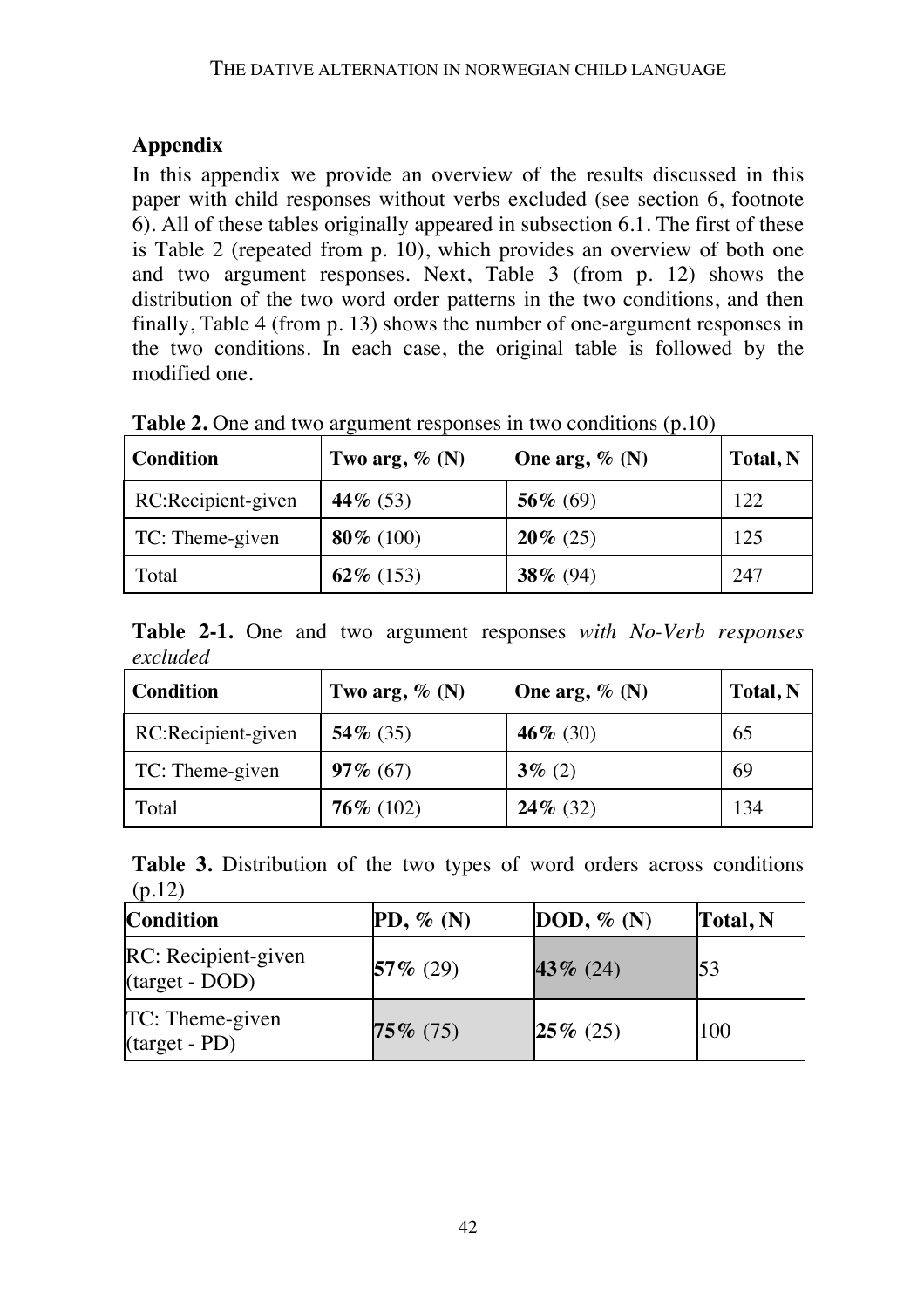## Appendix

In this appendix we provide an overview of the results discussed in this paper with child responses without verbs excluded (see section 6, footnote 6). All of these tables originally appeared in subsection 6.1. The first of these is Table 2 (repeated from p. 10), which provides an overview of both one and two argument responses. Next, Table 3 (from p. 12) shows the distribution of the two word order patterns in the two conditions, and then finally, Table 4 (from p. 13) shows the number of one-argument responses in the two conditions. In each case, the original table is followed by the modified one.

**Table 2.** One and two argument responses in two conditions (p.10)

| Condition | Two arg, % (N) | One arg, % (N) | Total, N |
|---|---|---|---|
| RC:Recipient-given | **44%** (53) | **56%** (69) | 122 |
| TC: Theme-given | **80%** (100) | **20%** (25) | 125 |
| Total | **62%** (153) | **38%** (94) | 247 |

**Table 2-1.** One and two argument responses *with No-Verb responses excluded*

| Condition | Two arg, % (N) | One arg, % (N) | Total, N |
|---|---|---|---|
| RC:Recipient-given | **54%** (35) | **46%** (30) | 65 |
| TC: Theme-given | **97%** (67) | **3%** (2) | 69 |
| Total | **76%** (102) | **24%** (32) | 134 |

**Table 3.** Distribution of the two types of word orders across conditions (p.12)

| Condition | PD, % (N) | DOD, % (N) | Total, N |
|---|---|---|---|
| RC: Recipient-given (target - DOD) | **57%** (29) | **43%** (24) | 53 |
| TC: Theme-given (target - PD) | **75%** (75) | **25%** (25) | 100 |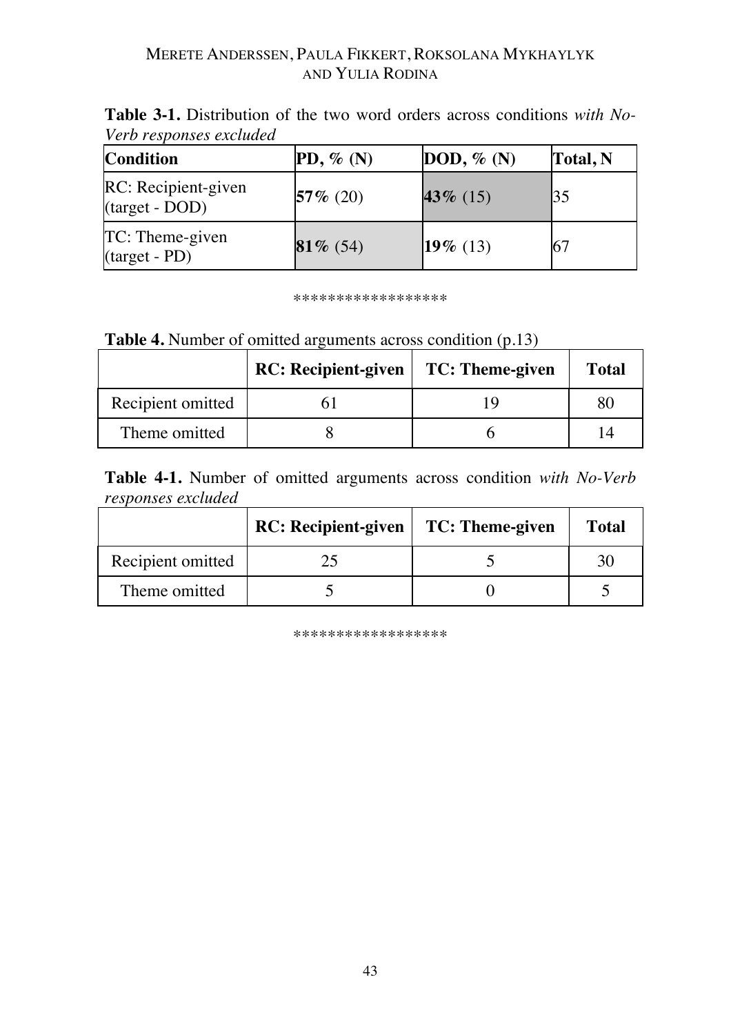**Table 3-1.** Distribution of the two word orders across conditions *with No-Verb responses excluded*

| Condition | PD, % (N) | DOD, % (N) | Total, N |
|---|---|---|---|
| RC: Recipient-given (target - DOD) | **57%** (20) | **43%** (15) | 35 |
| TC: Theme-given (target - PD) | **81%** (54) | **19%** (13) | 67 |

*****************

**Table 4.** Number of omitted arguments across condition (p.13)

| | RC: Recipient-given | TC: Theme-given | Total |
|---|---|---|---|
| Recipient omitted | 61 | 19 | 80 |
| Theme omitted | 8 | 6 | 14 |

**Table 4-1.** Number of omitted arguments across condition *with No-Verb responses excluded*

| | RC: Recipient-given | TC: Theme-given | Total |
|---|---|---|---|
| Recipient omitted | 25 | 5 | 30 |
| Theme omitted | 5 | 0 | 5 |

*****************